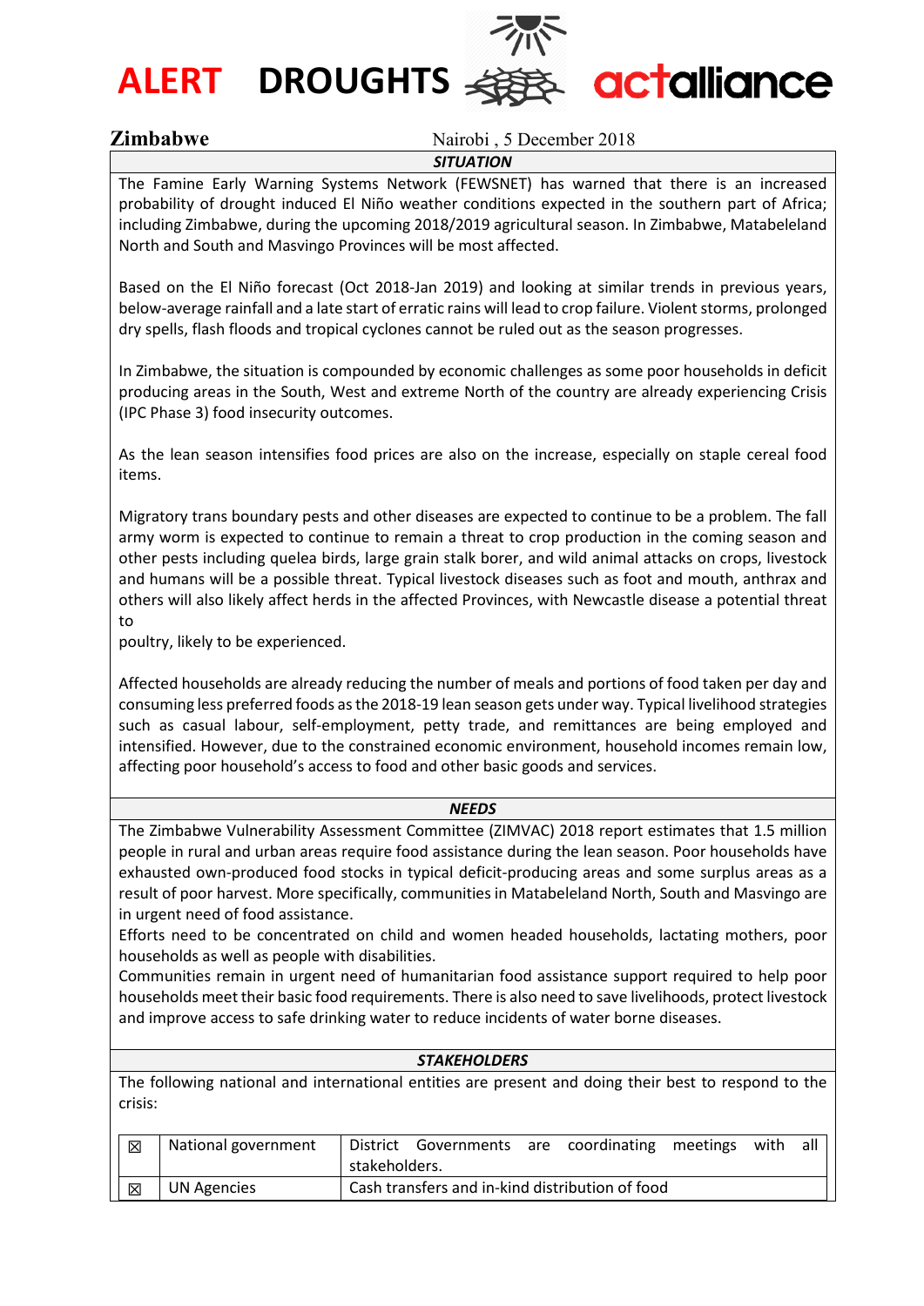# ALERT DROUGHTS actalliance

**Zimbabwe** Nairobi , 5 December 2018

***SITUATION***

The Famine Early Warning Systems Network (FEWSNET) has warned that there is an increased probability of drought induced El Niño weather conditions expected in the southern part of Africa; including Zimbabwe, during the upcoming 2018/2019 agricultural season. In Zimbabwe, Matabeleland North and South and Masvingo Provinces will be most affected.

Based on the El Niño forecast (Oct 2018-Jan 2019) and looking at similar trends in previous years, below-average rainfall and a late start of erratic rains will lead to crop failure. Violent storms, prolonged dry spells, flash floods and tropical cyclones cannot be ruled out as the season progresses.

In Zimbabwe, the situation is compounded by economic challenges as some poor households in deficit producing areas in the South, West and extreme North of the country are already experiencing Crisis (IPC Phase 3) food insecurity outcomes.

As the lean season intensifies food prices are also on the increase, especially on staple cereal food items.

Migratory trans boundary pests and other diseases are expected to continue to be a problem. The fall army worm is expected to continue to remain a threat to crop production in the coming season and other pests including quelea birds, large grain stalk borer, and wild animal attacks on crops, livestock and humans will be a possible threat. Typical livestock diseases such as foot and mouth, anthrax and others will also likely affect herds in the affected Provinces, with Newcastle disease a potential threat to poultry, likely to be experienced.

Affected households are already reducing the number of meals and portions of food taken per day and consuming less preferred foods as the 2018-19 lean season gets under way. Typical livelihood strategies such as casual labour, self-employment, petty trade, and remittances are being employed and intensified. However, due to the constrained economic environment, household incomes remain low, affecting poor household's access to food and other basic goods and services.

***NEEDS***

The Zimbabwe Vulnerability Assessment Committee (ZIMVAC) 2018 report estimates that 1.5 million people in rural and urban areas require food assistance during the lean season. Poor households have exhausted own-produced food stocks in typical deficit-producing areas and some surplus areas as a result of poor harvest. More specifically, communities in Matabeleland North, South and Masvingo are in urgent need of food assistance.

Efforts need to be concentrated on child and women headed households, lactating mothers, poor households as well as people with disabilities.

Communities remain in urgent need of humanitarian food assistance support required to help poor households meet their basic food requirements. There is also need to save livelihoods, protect livestock and improve access to safe drinking water to reduce incidents of water borne diseases.

***STAKEHOLDERS***

The following national and international entities are present and doing their best to respond to the crisis:

| | | |
|---|---|---|
| ☒ | National government | District Governments are coordinating meetings with all stakeholders. |
| ☒ | UN Agencies | Cash transfers and in-kind distribution of food |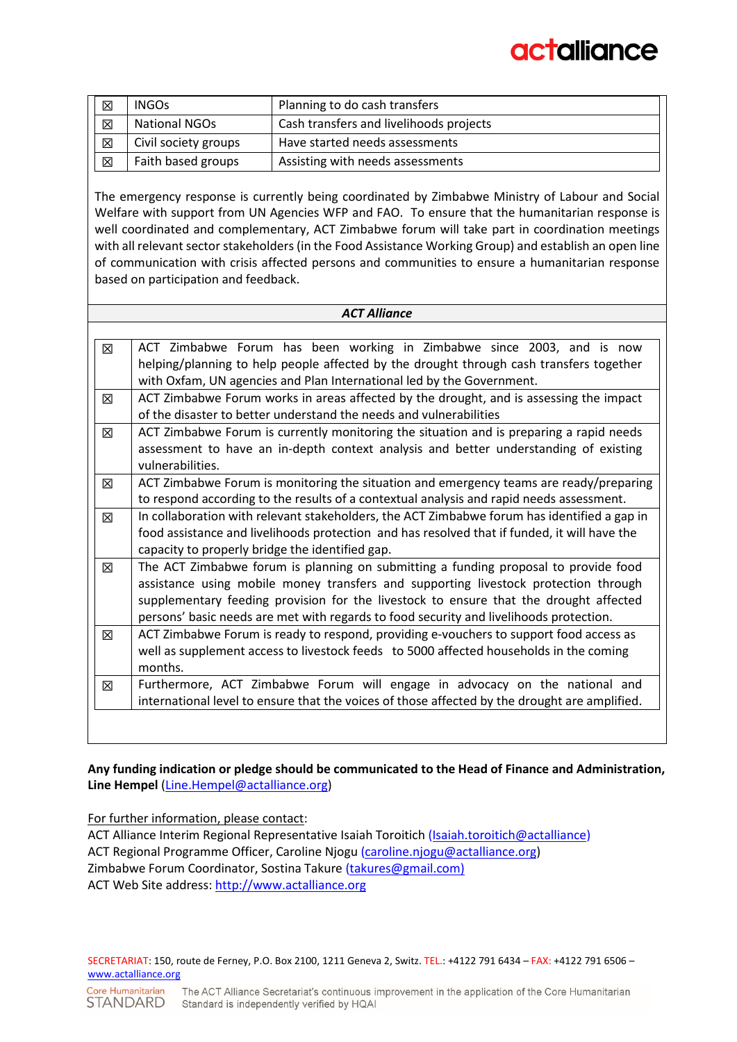| | | |
|---|---|---|
| ☒ | INGOs | Planning to do cash transfers |
| ☒ | National NGOs | Cash transfers and livelihoods projects |
| ☒ | Civil society groups | Have started needs assessments |
| ☒ | Faith based groups | Assisting with needs assessments |

The emergency response is currently being coordinated by Zimbabwe Ministry of Labour and Social Welfare with support from UN Agencies WFP and FAO. To ensure that the humanitarian response is well coordinated and complementary, ACT Zimbabwe forum will take part in coordination meetings with all relevant sector stakeholders (in the Food Assistance Working Group) and establish an open line of communication with crisis affected persons and communities to ensure a humanitarian response based on participation and feedback.

***ACT Alliance***

| | |
|---|---|
| ☒ | ACT Zimbabwe Forum has been working in Zimbabwe since 2003, and is now helping/planning to help people affected by the drought through cash transfers together with Oxfam, UN agencies and Plan International led by the Government. |
| ☒ | ACT Zimbabwe Forum works in areas affected by the drought, and is assessing the impact of the disaster to better understand the needs and vulnerabilities |
| ☒ | ACT Zimbabwe Forum is currently monitoring the situation and is preparing a rapid needs assessment to have an in-depth context analysis and better understanding of existing vulnerabilities. |
| ☒ | ACT Zimbabwe Forum is monitoring the situation and emergency teams are ready/preparing to respond according to the results of a contextual analysis and rapid needs assessment. |
| ☒ | In collaboration with relevant stakeholders, the ACT Zimbabwe forum has identified a gap in food assistance and livelihoods protection and has resolved that if funded, it will have the capacity to properly bridge the identified gap. |
| ☒ | The ACT Zimbabwe forum is planning on submitting a funding proposal to provide food assistance using mobile money transfers and supporting livestock protection through supplementary feeding provision for the livestock to ensure that the drought affected persons' basic needs are met with regards to food security and livelihoods protection. |
| ☒ | ACT Zimbabwe Forum is ready to respond, providing e-vouchers to support food access as well as supplement access to livestock feeds to 5000 affected households in the coming months. |
| ☒ | Furthermore, ACT Zimbabwe Forum will engage in advocacy on the national and international level to ensure that the voices of those affected by the drought are amplified. |

**Any funding indication or pledge should be communicated to the Head of Finance and Administration, Line Hempel** (Line.Hempel@actalliance.org)

For further information, please contact:

ACT Alliance Interim Regional Representative Isaiah Toroitich (Isaiah.toroitich@actalliance)
ACT Regional Programme Officer, Caroline Njogu (caroline.njogu@actalliance.org)
Zimbabwe Forum Coordinator, Sostina Takure (takures@gmail.com)
ACT Web Site address: http://www.actalliance.org

SECRETARIAT: 150, route de Ferney, P.O. Box 2100, 1211 Geneva 2, Switz. TEL.: +4122 791 6434 – FAX: +4122 791 6506 – www.actalliance.org

Core Humanitarian STANDARD — The ACT Alliance Secretariat's continuous improvement in the application of the Core Humanitarian Standard is independently verified by HQAI